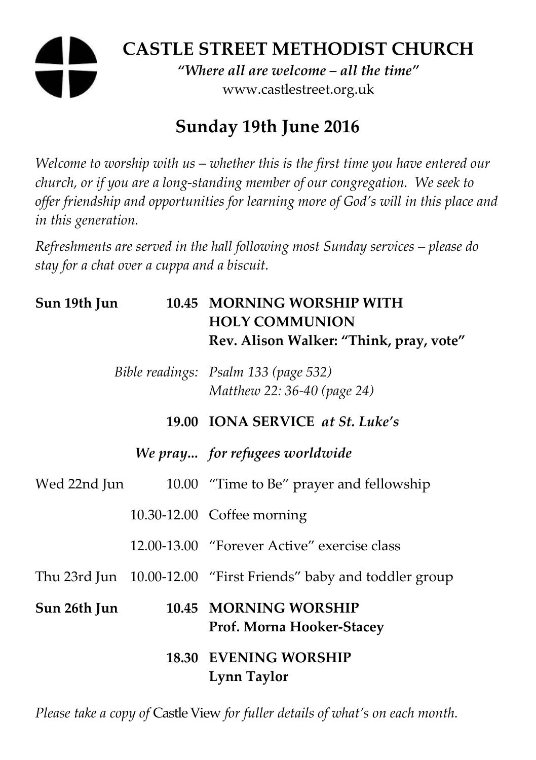# CASTLE STREET METHODIST CHURCH

*"Where all are welcome – all the time"*

www.castlestreet.org.uk

## Sunday 19th June 2016

*Welcome to worship with us – whether this is the first time you have entered our church, or if you are a long-standing member of our congregation. We seek to offer friendship and opportunities for learning more of God's will in this place and in this generation.*

*Refreshments are served in the hall following most Sunday services – please do stay for a chat over a cuppa and a biscuit.*

| | | |
|---|---|---|
| **Sun 19th Jun** | **10.45** | **MORNING WORSHIP WITH HOLY COMMUNION**<br>**Rev. Alison Walker: "Think, pray, vote"** |
| | *Bible readings:* | *Psalm 133 (page 532)*<br>*Matthew 22: 36-40 (page 24)* |
| | **19.00** | **IONA SERVICE** ***at St. Luke's*** |
| | ***We pray...*** | ***for refugees worldwide*** |
| Wed 22nd Jun | 10.00 | "Time to Be" prayer and fellowship |
| | 10.30-12.00 | Coffee morning |
| | 12.00-13.00 | "Forever Active" exercise class |
| Thu 23rd Jun | 10.00-12.00 | "First Friends" baby and toddler group |
| **Sun 26th Jun** | **10.45** | **MORNING WORSHIP**<br>**Prof. Morna Hooker-Stacey** |
| | **18.30** | **EVENING WORSHIP**<br>**Lynn Taylor** |

*Please take a copy of* Castle View *for fuller details of what's on each month.*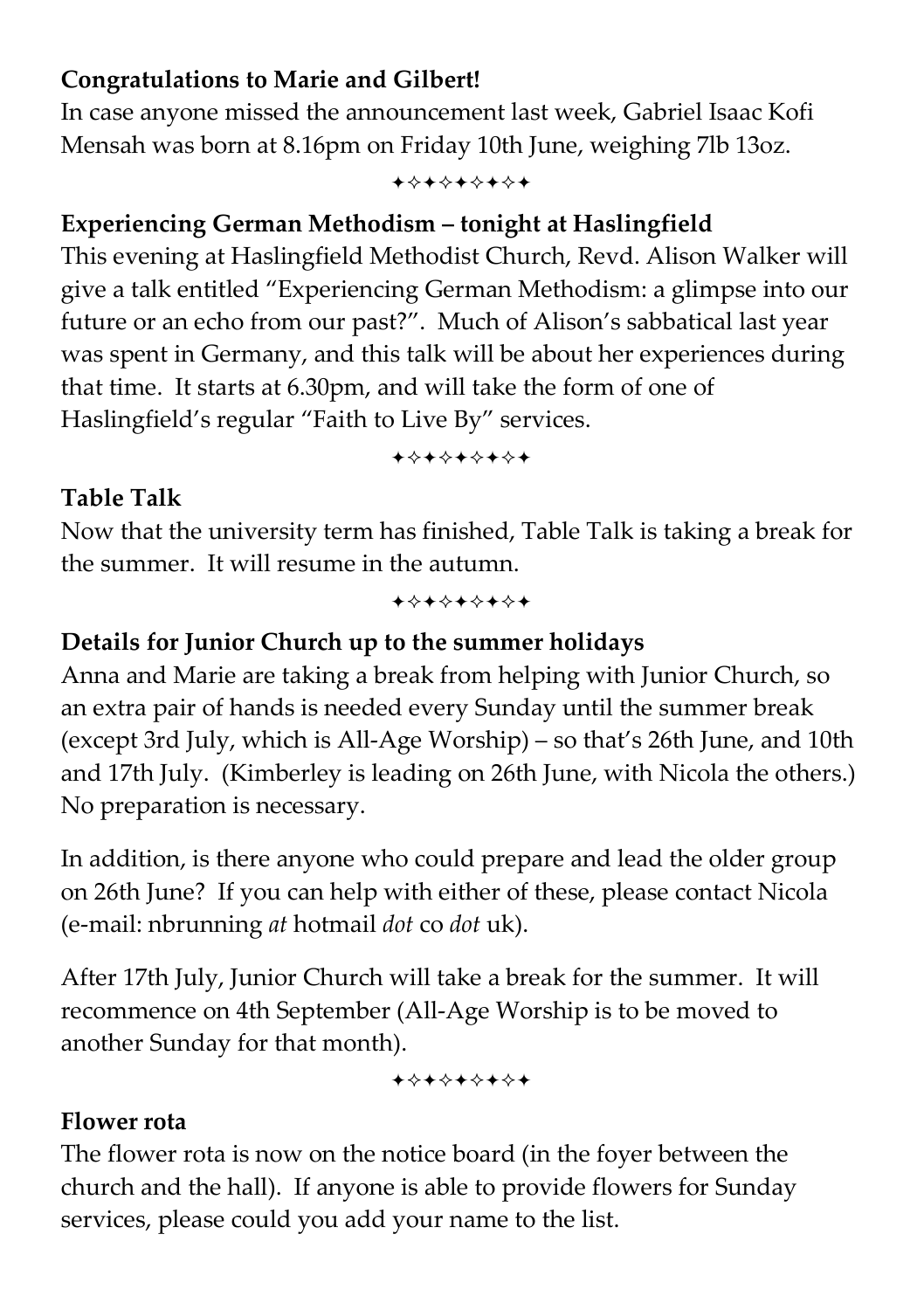**Congratulations to Marie and Gilbert!**

In case anyone missed the announcement last week, Gabriel Isaac Kofi Mensah was born at 8.16pm on Friday 10th June, weighing 7lb 13oz.

✦✧✦✧✦✧✦✧✦

**Experiencing German Methodism – tonight at Haslingfield**

This evening at Haslingfield Methodist Church, Revd. Alison Walker will give a talk entitled "Experiencing German Methodism: a glimpse into our future or an echo from our past?". Much of Alison's sabbatical last year was spent in Germany, and this talk will be about her experiences during that time. It starts at 6.30pm, and will take the form of one of Haslingfield's regular "Faith to Live By" services.

✦✧✦✧✦✧✦✧✦

**Table Talk**

Now that the university term has finished, Table Talk is taking a break for the summer. It will resume in the autumn.

✦✧✦✧✦✧✦✧✦

**Details for Junior Church up to the summer holidays**

Anna and Marie are taking a break from helping with Junior Church, so an extra pair of hands is needed every Sunday until the summer break (except 3rd July, which is All-Age Worship) – so that's 26th June, and 10th and 17th July. (Kimberley is leading on 26th June, with Nicola the others.) No preparation is necessary.

In addition, is there anyone who could prepare and lead the older group on 26th June? If you can help with either of these, please contact Nicola (e-mail: nbrunning *at* hotmail *dot* co *dot* uk).

After 17th July, Junior Church will take a break for the summer. It will recommence on 4th September (All-Age Worship is to be moved to another Sunday for that month).

✦✧✦✧✦✧✦✧✦

**Flower rota**

The flower rota is now on the notice board (in the foyer between the church and the hall). If anyone is able to provide flowers for Sunday services, please could you add your name to the list.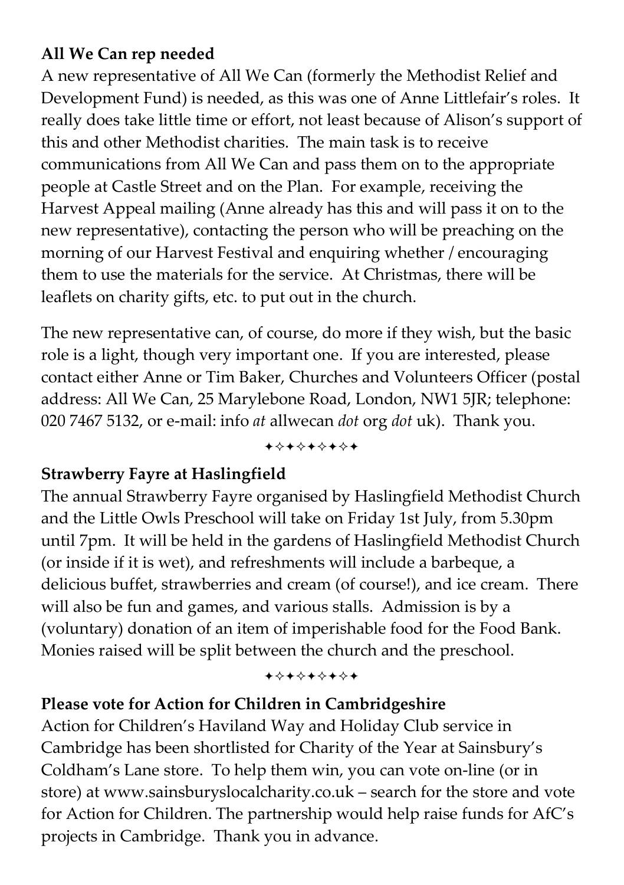**All We Can rep needed**

A new representative of All We Can (formerly the Methodist Relief and Development Fund) is needed, as this was one of Anne Littlefair's roles. It really does take little time or effort, not least because of Alison's support of this and other Methodist charities. The main task is to receive communications from All We Can and pass them on to the appropriate people at Castle Street and on the Plan. For example, receiving the Harvest Appeal mailing (Anne already has this and will pass it on to the new representative), contacting the person who will be preaching on the morning of our Harvest Festival and enquiring whether / encouraging them to use the materials for the service. At Christmas, there will be leaflets on charity gifts, etc. to put out in the church.

The new representative can, of course, do more if they wish, but the basic role is a light, though very important one. If you are interested, please contact either Anne or Tim Baker, Churches and Volunteers Officer (postal address: All We Can, 25 Marylebone Road, London, NW1 5JR; telephone: 020 7467 5132, or e-mail: info *at* allwecan *dot* org *dot* uk). Thank you.

✦✧✦✧✦✧✦✧✦

**Strawberry Fayre at Haslingfield**

The annual Strawberry Fayre organised by Haslingfield Methodist Church and the Little Owls Preschool will take on Friday 1st July, from 5.30pm until 7pm. It will be held in the gardens of Haslingfield Methodist Church (or inside if it is wet), and refreshments will include a barbeque, a delicious buffet, strawberries and cream (of course!), and ice cream. There will also be fun and games, and various stalls. Admission is by a (voluntary) donation of an item of imperishable food for the Food Bank. Monies raised will be split between the church and the preschool.

✦✧✦✧✦✧✦✧✦

**Please vote for Action for Children in Cambridgeshire**

Action for Children's Haviland Way and Holiday Club service in Cambridge has been shortlisted for Charity of the Year at Sainsbury's Coldham's Lane store. To help them win, you can vote on-line (or in store) at www.sainsburyslocalcharity.co.uk – search for the store and vote for Action for Children. The partnership would help raise funds for AfC's projects in Cambridge. Thank you in advance.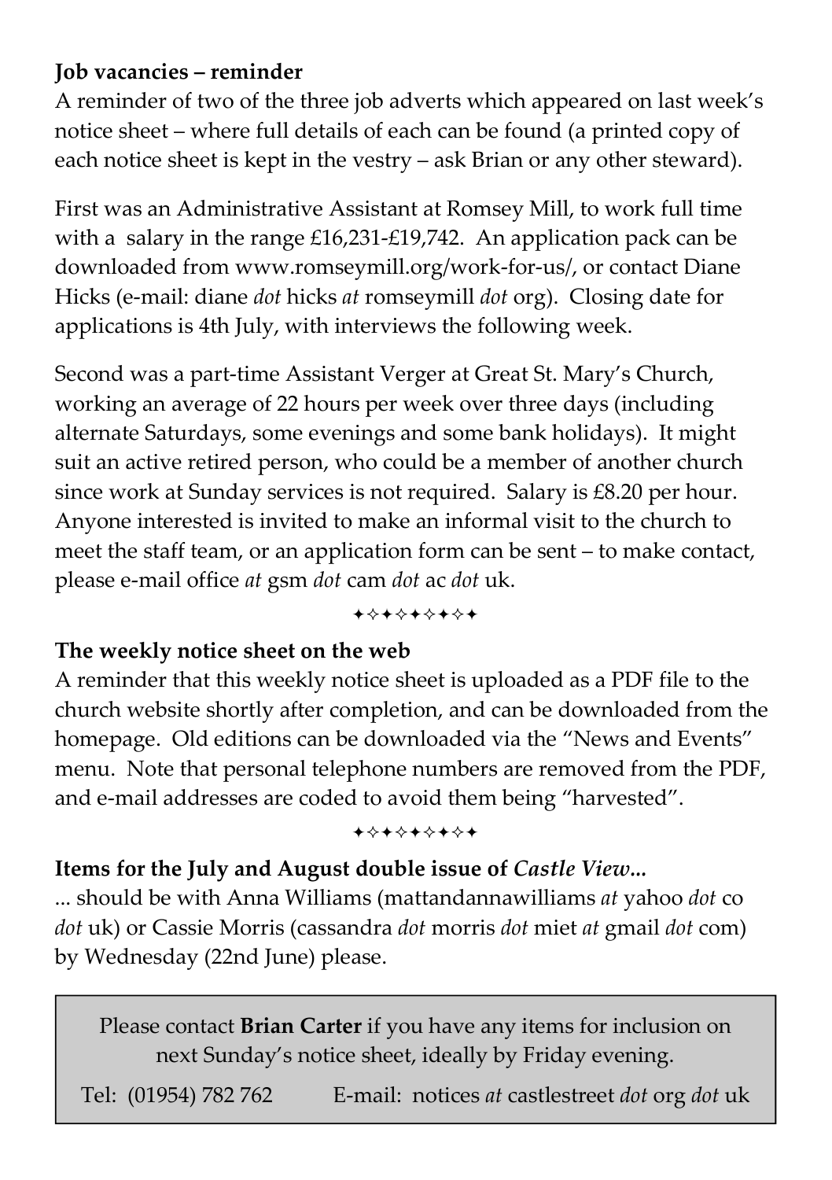**Job vacancies – reminder**

A reminder of two of the three job adverts which appeared on last week's notice sheet – where full details of each can be found (a printed copy of each notice sheet is kept in the vestry – ask Brian or any other steward).

First was an Administrative Assistant at Romsey Mill, to work full time with a salary in the range £16,231-£19,742. An application pack can be downloaded from www.romseymill.org/work-for-us/, or contact Diane Hicks (e-mail: diane *dot* hicks *at* romseymill *dot* org). Closing date for applications is 4th July, with interviews the following week.

Second was a part-time Assistant Verger at Great St. Mary's Church, working an average of 22 hours per week over three days (including alternate Saturdays, some evenings and some bank holidays). It might suit an active retired person, who could be a member of another church since work at Sunday services is not required. Salary is £8.20 per hour. Anyone interested is invited to make an informal visit to the church to meet the staff team, or an application form can be sent – to make contact, please e-mail office *at* gsm *dot* cam *dot* ac *dot* uk.

✦✧✦✧✦✦✧✦

**The weekly notice sheet on the web**

A reminder that this weekly notice sheet is uploaded as a PDF file to the church website shortly after completion, and can be downloaded from the homepage. Old editions can be downloaded via the "News and Events" menu. Note that personal telephone numbers are removed from the PDF, and e-mail addresses are coded to avoid them being "harvested".

✦✧✦✧✦✦✧✦

**Items for the July and August double issue of *Castle View*...**

... should be with Anna Williams (mattandannawilliams *at* yahoo *dot* co *dot* uk) or Cassie Morris (cassandra *dot* morris *dot* miet *at* gmail *dot* com) by Wednesday (22nd June) please.

Please contact **Brian Carter** if you have any items for inclusion on next Sunday's notice sheet, ideally by Friday evening.

Tel: (01954) 782 762 E-mail: notices *at* castlestreet *dot* org *dot* uk